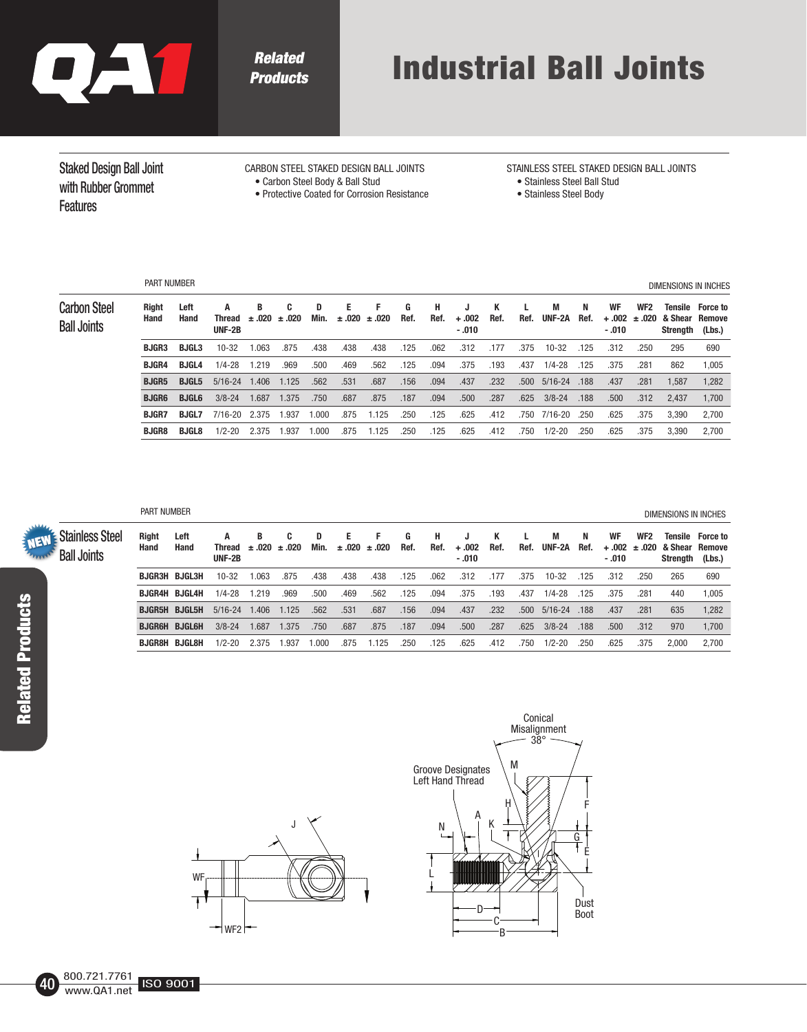# Industrial Ball Joints

## Staked Design Ball Joint with Rubber Grommet Features

CARBON STEEL STAKED DESIGN BALL JOINTS
- Carbon Steel Body & Ball Stud
- Protective Coated for Corrosion Resistance

STAINLESS STEEL STAKED DESIGN BALL JOINTS
- Stainless Steel Ball Stud
- Stainless Steel Body

### Carbon Steel Ball Joints

PART NUMBER — DIMENSIONS IN INCHES

| Right Hand | Left Hand | A Thread UNF-2B | B ± .020 | C ± .020 | D Min. | E ± .020 | F ± .020 | G Ref. | H Ref. | J + .002 - .010 | K Ref. | L Ref. | M UNF-2A | N Ref. | WF + .002 - .010 | WF2 ± .020 | Tensile & Shear Strength | Force to Remove (Lbs.) |
|---|---|---|---|---|---|---|---|---|---|---|---|---|---|---|---|---|---|---|
| BJGR3 | BJGL3 | 10-32 | 1.063 | .875 | .438 | .438 | .438 | .125 | .062 | .312 | .177 | .375 | 10-32 | .125 | .312 | .250 | 295 | 690 |
| BJGR4 | BJGL4 | 1/4-28 | 1.219 | .969 | .500 | .469 | .562 | .125 | .094 | .375 | .193 | .437 | 1/4-28 | .125 | .375 | .281 | 862 | 1,005 |
| BJGR5 | BJGL5 | 5/16-24 | 1.406 | 1.125 | .562 | .531 | .687 | .156 | .094 | .437 | .232 | .500 | 5/16-24 | .188 | .437 | .281 | 1,587 | 1,282 |
| BJGR6 | BJGL6 | 3/8-24 | 1.687 | 1.375 | .750 | .687 | .875 | .187 | .094 | .500 | .287 | .625 | 3/8-24 | .188 | .500 | .312 | 2,437 | 1,700 |
| BJGR7 | BJGL7 | 7/16-20 | 2.375 | 1.937 | 1.000 | .875 | 1.125 | .250 | .125 | .625 | .412 | .750 | 7/16-20 | .250 | .625 | .375 | 3,390 | 2,700 |
| BJGR8 | BJGL8 | 1/2-20 | 2.375 | 1.937 | 1.000 | .875 | 1.125 | .250 | .125 | .625 | .412 | .750 | 1/2-20 | .250 | .625 | .375 | 3,390 | 2,700 |

### NEW Stainless Steel Ball Joints

PART NUMBER — DIMENSIONS IN INCHES

| Right Hand | Left Hand | A Thread UNF-2B | B ± .020 | C ± .020 | D Min. | E ± .020 | F ± .020 | G Ref. | H Ref. | J + .002 - .010 | K Ref. | L Ref. | M UNF-2A | N Ref. | WF + .002 - .010 | WF2 ± .020 | Tensile & Shear Strength | Force to Remove (Lbs.) |
|---|---|---|---|---|---|---|---|---|---|---|---|---|---|---|---|---|---|---|
| BJGR3H | BJGL3H | 10-32 | 1.063 | .875 | .438 | .438 | .438 | .125 | .062 | .312 | .177 | .375 | 10-32 | .125 | .312 | .250 | 265 | 690 |
| BJGR4H | BJGL4H | 1/4-28 | 1.219 | .969 | .500 | .469 | .562 | .125 | .094 | .375 | .193 | .437 | 1/4-28 | .125 | .375 | .281 | 440 | 1,005 |
| BJGR5H | BJGL5H | 5/16-24 | 1.406 | 1.125 | .562 | .531 | .687 | .156 | .094 | .437 | .232 | .500 | 5/16-24 | .188 | .437 | .281 | 635 | 1,282 |
| BJGR6H | BJGL6H | 3/8-24 | 1.687 | 1.375 | .750 | .687 | .875 | .187 | .094 | .500 | .287 | .625 | 3/8-24 | .188 | .500 | .312 | 970 | 1,700 |
| BJGR8H | BJGL8H | 1/2-20 | 2.375 | 1.937 | 1.000 | .875 | 1.125 | .250 | .125 | .625 | .412 | .750 | 1/2-20 | .250 | .625 | .375 | 2,000 | 2,700 |

Conical Misalignment 38°
Groove Designates Left Hand Thread
Dust Boot
J, WF, WF2, M, H, F, A, K, N, G, E, L, D, C, B

800.721.7761
www.QA1.net
ISO 9001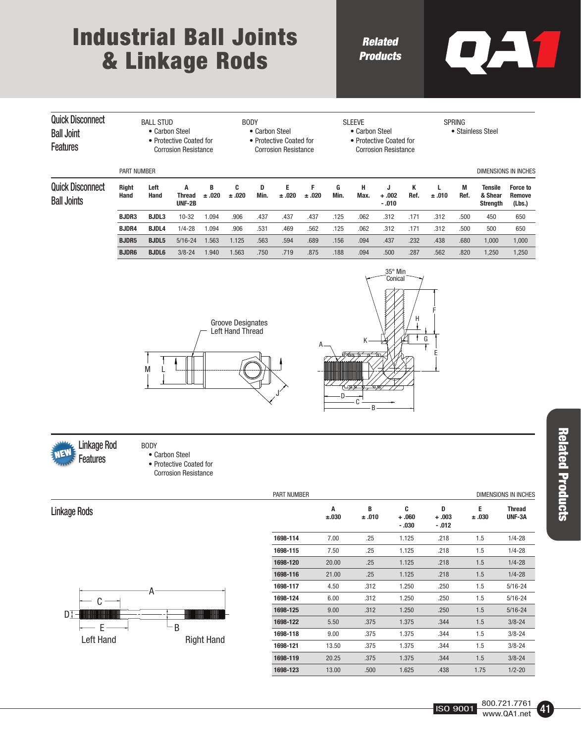# Industrial Ball Joints & Linkage Rods

**Related Products**

## Quick Disconnect Ball Joint Features

BALL STUD
- Carbon Steel
- Protective Coated for Corrosion Resistance

BODY
- Carbon Steel
- Protective Coated for Corrosion Resistance

SLEEVE
- Carbon Steel
- Protective Coated for Corrosion Resistance

SPRING
- Stainless Steel

## Quick Disconnect Ball Joints

PART NUMBER — DIMENSIONS IN INCHES

| Right Hand | Left Hand | A Thread UNF-2B | B ± .020 | C ± .020 | D Min. | E ± .020 | F ± .020 | G Min. | H Max. | J + .002 - .010 | K Ref. | L ± .010 | M Ref. | Tensile & Shear Strength | Force to Remove (Lbs.) |
|---|---|---|---|---|---|---|---|---|---|---|---|---|---|---|---|
| BJDR3 | BJDL3 | 10-32 | 1.094 | .906 | .437 | .437 | .437 | .125 | .062 | .312 | .171 | .312 | .500 | 450 | 650 |
| BJDR4 | BJDL4 | 1/4-28 | 1.094 | .906 | .531 | .469 | .562 | .125 | .062 | .312 | .171 | .312 | .500 | 500 | 650 |
| BJDR5 | BJDL5 | 5/16-24 | 1.563 | 1.125 | .563 | .594 | .689 | .156 | .094 | .437 | .232 | .438 | .680 | 1,000 | 1,000 |
| BJDR6 | BJDL6 | 3/8-24 | 1.940 | 1.563 | .750 | .719 | .875 | .188 | .094 | .500 | .287 | .562 | .820 | 1,250 | 1,250 |

Groove Designates Left Hand Thread

35° Min Conical

## Linkage Rod Features

NEW

BODY
- Carbon Steel
- Protective Coated for Corrosion Resistance

## Linkage Rods

PART NUMBER — DIMENSIONS IN INCHES

| | A ±.030 | B ± .010 | C + .060 - .030 | D + .003 - .012 | E ± .030 | Thread UNF-3A |
|---|---|---|---|---|---|---|
| 1698-114 | 7.00 | .25 | 1.125 | .218 | 1.5 | 1/4-28 |
| 1698-115 | 7.50 | .25 | 1.125 | .218 | 1.5 | 1/4-28 |
| 1698-120 | 20.00 | .25 | 1.125 | .218 | 1.5 | 1/4-28 |
| 1698-116 | 21.00 | .25 | 1.125 | .218 | 1.5 | 1/4-28 |
| 1698-117 | 4.50 | .312 | 1.250 | .250 | 1.5 | 5/16-24 |
| 1698-124 | 6.00 | .312 | 1.250 | .250 | 1.5 | 5/16-24 |
| 1698-125 | 9.00 | .312 | 1.250 | .250 | 1.5 | 5/16-24 |
| 1698-122 | 5.50 | .375 | 1.375 | .344 | 1.5 | 3/8-24 |
| 1698-118 | 9.00 | .375 | 1.375 | .344 | 1.5 | 3/8-24 |
| 1698-121 | 13.50 | .375 | 1.375 | .344 | 1.5 | 3/8-24 |
| 1698-119 | 20.25 | .375 | 1.375 | .344 | 1.5 | 3/8-24 |
| 1698-123 | 13.00 | .500 | 1.625 | .438 | 1.75 | 1/2-20 |

Left Hand

Right Hand

ISO 9001

800.721.7761
www.QA1.net